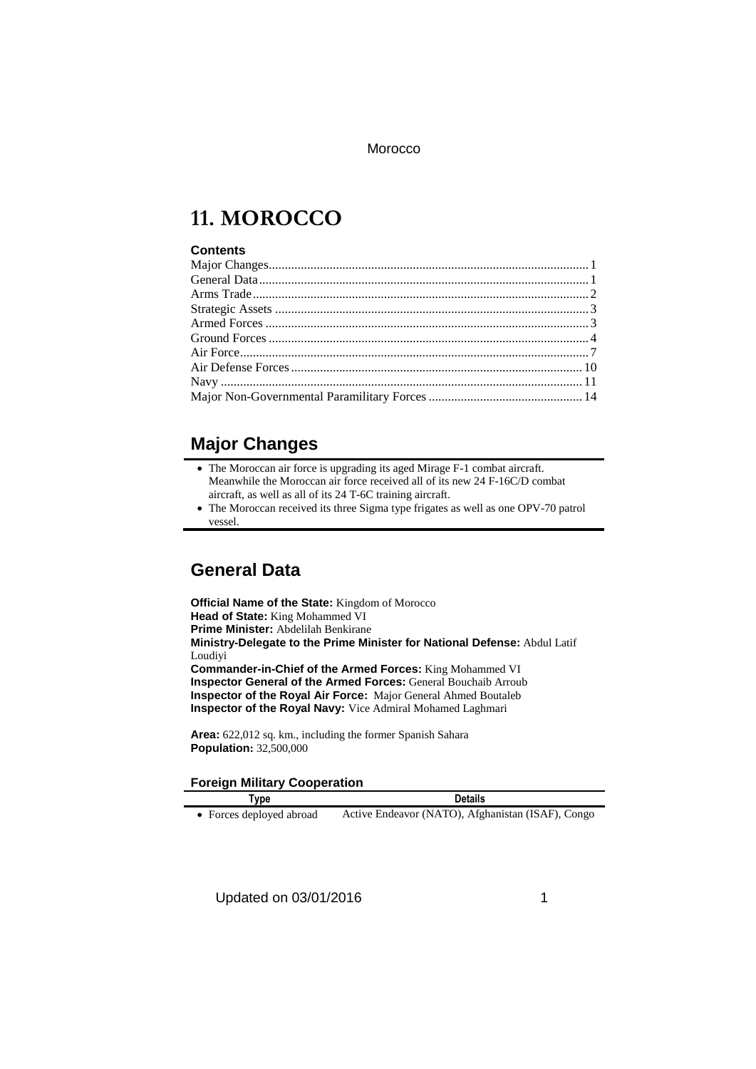# 11. MOROCCO

### Contents

Major Changes .... 1
General Data .... 1
Arms Trade .... 2
Strategic Assets .... 3
Armed Forces .... 3
Ground Forces .... 4
Air Force .... 7
Air Defense Forces .... 10
Navy .... 11
Major Non-Governmental Paramilitary Forces .... 14

## Major Changes

- The Moroccan air force is upgrading its aged Mirage F-1 combat aircraft. Meanwhile the Moroccan air force received all of its new 24 F-16C/D combat aircraft, as well as all of its 24 T-6C training aircraft.
- The Moroccan received its three Sigma type frigates as well as one OPV-70 patrol vessel.

## General Data

**Official Name of the State:** Kingdom of Morocco
**Head of State:** King Mohammed VI
**Prime Minister:** Abdelilah Benkirane
**Ministry-Delegate to the Prime Minister for National Defense:** Abdul Latif Loudiyi
**Commander-in-Chief of the Armed Forces:** King Mohammed VI
**Inspector General of the Armed Forces:** General Bouchaib Arroub
**Inspector of the Royal Air Force:** Major General Ahmed Boutaleb
**Inspector of the Royal Navy:** Vice Admiral Mohamed Laghmari

**Area:** 622,012 sq. km., including the former Spanish Sahara
**Population:** 32,500,000

### Foreign Military Cooperation

| Type | Details |
|---|---|
| • Forces deployed abroad | Active Endeavor (NATO), Afghanistan (ISAF), Congo |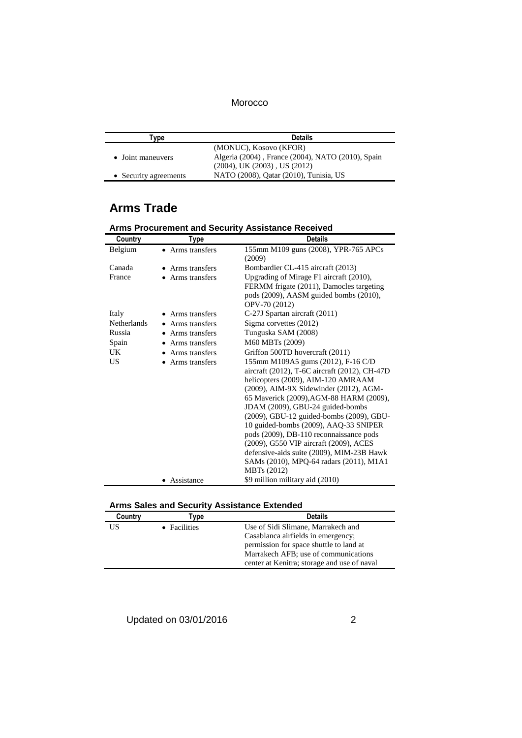| Type | Details |
|---|---|
| | (MONUC), Kosovo (KFOR) |
| • Joint maneuvers | Algeria (2004) , France (2004), NATO (2010), Spain (2004), UK (2003) , US (2012) |
| • Security agreements | NATO (2008), Qatar (2010), Tunisia, US |

## Arms Trade

### Arms Procurement and Security Assistance Received

| Country | Type | Details |
|---|---|---|
| Belgium | • Arms transfers | 155mm M109 guns (2008), YPR-765 APCs (2009) |
| Canada | • Arms transfers | Bombardier CL-415 aircraft (2013) |
| France | • Arms transfers | Upgrading of Mirage F1 aircraft (2010), FERMM frigate (2011), Damocles targeting pods (2009), AASM guided bombs (2010), OPV-70 (2012) |
| Italy | • Arms transfers | C-27J Spartan aircraft (2011) |
| Netherlands | • Arms transfers | Sigma corvettes (2012) |
| Russia | • Arms transfers | Tunguska SAM (2008) |
| Spain | • Arms transfers | M60 MBTs (2009) |
| UK | • Arms transfers | Griffon 500TD hovercraft (2011) |
| US | • Arms transfers | 155mm M109A5 gums (2012), F-16 C/D aircraft (2012), T-6C aircraft (2012), CH-47D helicopters (2009), AIM-120 AMRAAM (2009), AIM-9X Sidewinder (2012), AGM-65 Maverick (2009),AGM-88 HARM (2009), JDAM (2009), GBU-24 guided-bombs (2009), GBU-12 guided-bombs (2009), GBU-10 guided-bombs (2009), AAQ-33 SNIPER pods (2009), DB-110 reconnaissance pods (2009), G550 VIP aircraft (2009), ACES defensive-aids suite (2009), MIM-23B Hawk SAMs (2010), MPQ-64 radars (2011), M1A1 MBTs (2012) |
| | • Assistance | $9 million military aid (2010) |

### Arms Sales and Security Assistance Extended

| Country | Type | Details |
|---|---|---|
| US | • Facilities | Use of Sidi Slimane, Marrakech and Casablanca airfields in emergency; permission for space shuttle to land at Marrakech AFB; use of communications center at Kenitra; storage and use of naval |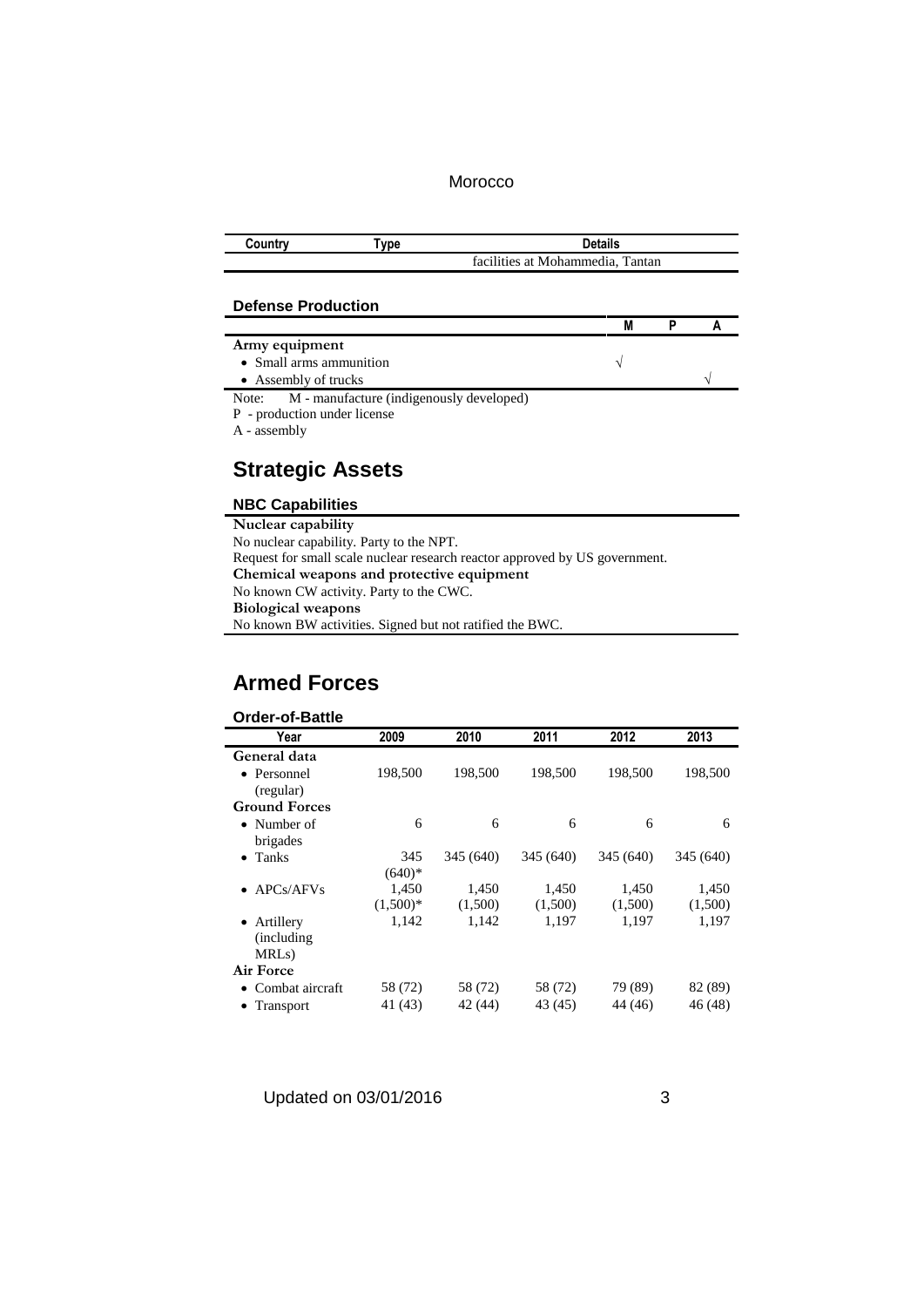| Country | Type | Details |
|---|---|---|
| | | facilities at Mohammedia, Tantan |

### Defense Production

| | M | P | A |
|---|---|---|---|
| **Army equipment** | | | |
| • Small arms ammunition | √ | | |
| • Assembly of trucks | | | √ |

Note: M - manufacture (indigenously developed)
P - production under license
A - assembly

## Strategic Assets

### NBC Capabilities

**Nuclear capability**
No nuclear capability. Party to the NPT.
Request for small scale nuclear research reactor approved by US government.
**Chemical weapons and protective equipment**
No known CW activity. Party to the CWC.
**Biological weapons**
No known BW activities. Signed but not ratified the BWC.

## Armed Forces

### Order-of-Battle

| Year | 2009 | 2010 | 2011 | 2012 | 2013 |
|---|---|---|---|---|---|
| **General data** | | | | | |
| • Personnel (regular) | 198,500 | 198,500 | 198,500 | 198,500 | 198,500 |
| **Ground Forces** | | | | | |
| • Number of brigades | 6 | 6 | 6 | 6 | 6 |
| • Tanks | 345 (640)* | 345 (640) | 345 (640) | 345 (640) | 345 (640) |
| • APCs/AFVs | 1,450 (1,500)* | 1,450 (1,500) | 1,450 (1,500) | 1,450 (1,500) | 1,450 (1,500) |
| • Artillery (including MRLs) | 1,142 | 1,142 | 1,197 | 1,197 | 1,197 |
| **Air Force** | | | | | |
| • Combat aircraft | 58 (72) | 58 (72) | 58 (72) | 79 (89) | 82 (89) |
| • Transport | 41 (43) | 42 (44) | 43 (45) | 44 (46) | 46 (48) |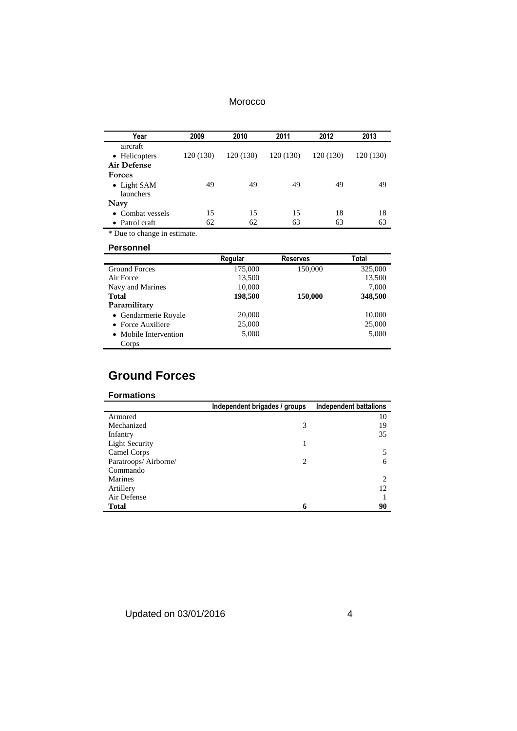| Year | 2009 | 2010 | 2011 | 2012 | 2013 |
|---|---|---|---|---|---|
| aircraft | | | | | |
| • Helicopters | 120 (130) | 120 (130) | 120 (130) | 120 (130) | 120 (130) |
| **Air Defense Forces** | | | | | |
| • Light SAM launchers | 49 | 49 | 49 | 49 | 49 |
| **Navy** | | | | | |
| • Combat vessels | 15 | 15 | 15 | 18 | 18 |
| • Patrol craft | 62 | 62 | 63 | 63 | 63 |

* Due to change in estimate.

### Personnel

| | Regular | Reserves | Total |
|---|---|---|---|
| Ground Forces | 175,000 | 150,000 | 325,000 |
| Air Force | 13,500 | | 13,500 |
| Navy and Marines | 10,000 | | 7,000 |
| **Total** | **198,500** | **150,000** | **348,500** |
| **Paramilitary** | | | |
| • Gendarmerie Royale | 20,000 | | 10,000 |
| • Force Auxiliere | 25,000 | | 25,000 |
| • Mobile Intervention Corps | 5,000 | | 5,000 |

## Ground Forces

### Formations

| | Independent brigades / groups | Independent battalions |
|---|---|---|
| Armored | | 10 |
| Mechanized | 3 | 19 |
| Infantry | | 35 |
| Light Security | 1 | |
| Camel Corps | | 5 |
| Paratroops/ Airborne/ Commando | 2 | 6 |
| Marines | | 2 |
| Artillery | | 12 |
| Air Defense | | 1 |
| **Total** | **6** | **90** |

Updated on 03/01/2016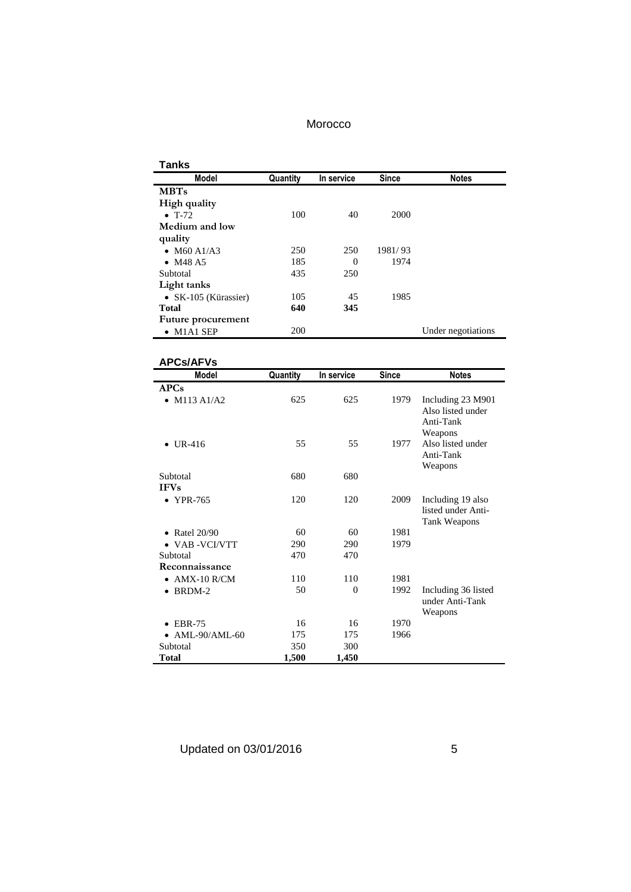Morocco

## Tanks

| Model | Quantity | In service | Since | Notes |
|---|---|---|---|---|
| **MBTs** | | | | |
| **High quality** | | | | |
| • T-72 | 100 | 40 | 2000 | |
| **Medium and low quality** | | | | |
| • M60 A1/A3 | 250 | 250 | 1981/ 93 | |
| • M48 A5 | 185 | 0 | 1974 | |
| Subtotal | 435 | 250 | | |
| **Light tanks** | | | | |
| • SK-105 (Kürassier) | 105 | 45 | 1985 | |
| **Total** | **640** | **345** | | |
| **Future procurement** | | | | |
| • M1A1 SEP | 200 | | | Under negotiations |

## APCs/AFVs

| Model | Quantity | In service | Since | Notes |
|---|---|---|---|---|
| **APCs** | | | | |
| • M113 A1/A2 | 625 | 625 | 1979 | Including 23 M901 Also listed under Anti-Tank Weapons |
| • UR-416 | 55 | 55 | 1977 | Also listed under Anti-Tank Weapons |
| Subtotal | 680 | 680 | | |
| **IFVs** | | | | |
| • YPR-765 | 120 | 120 | 2009 | Including 19 also listed under Anti-Tank Weapons |
| • Ratel 20/90 | 60 | 60 | 1981 | |
| • VAB -VCI/VTT | 290 | 290 | 1979 | |
| Subtotal | 470 | 470 | | |
| **Reconnaissance** | | | | |
| • AMX-10 R/CM | 110 | 110 | 1981 | |
| • BRDM-2 | 50 | 0 | 1992 | Including 36 listed under Anti-Tank Weapons |
| • EBR-75 | 16 | 16 | 1970 | |
| • AML-90/AML-60 | 175 | 175 | 1966 | |
| Subtotal | 350 | 300 | | |
| **Total** | **1,500** | **1,450** | | |

Updated on 03/01/2016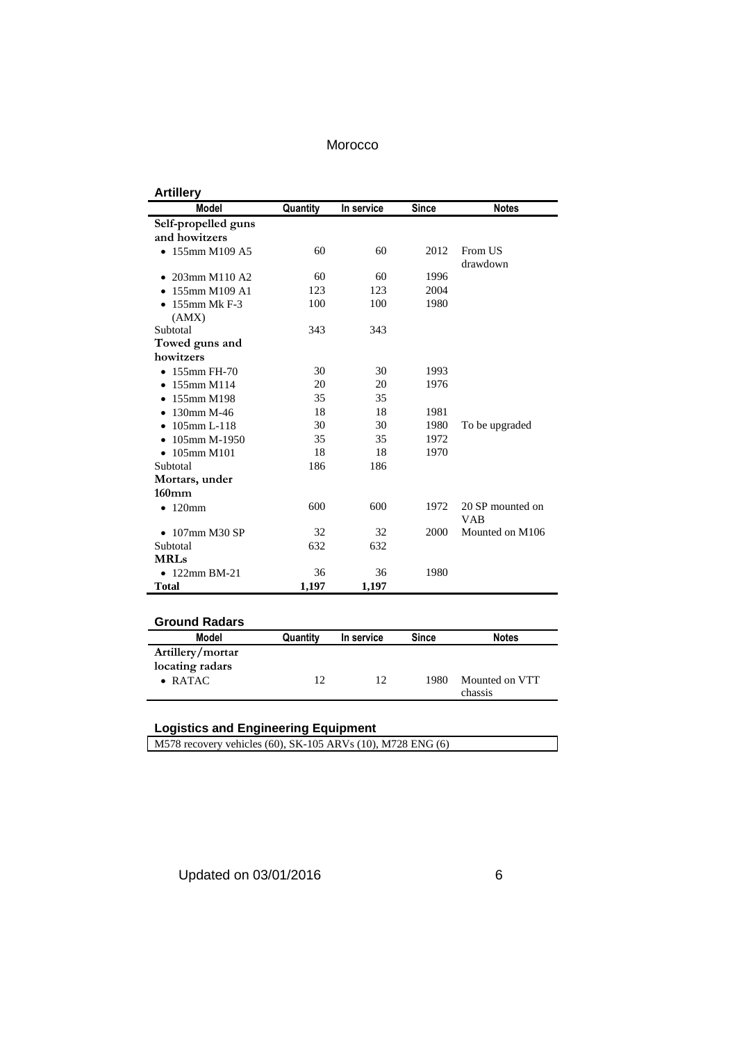## Artillery

| Model | Quantity | In service | Since | Notes |
|---|---|---|---|---|
| **Self-propelled guns and howitzers** | | | | |
| • 155mm M109 A5 | 60 | 60 | 2012 | From US drawdown |
| • 203mm M110 A2 | 60 | 60 | 1996 | |
| • 155mm M109 A1 | 123 | 123 | 2004 | |
| • 155mm Mk F-3 (AMX) | 100 | 100 | 1980 | |
| Subtotal | 343 | 343 | | |
| **Towed guns and howitzers** | | | | |
| • 155mm FH-70 | 30 | 30 | 1993 | |
| • 155mm M114 | 20 | 20 | 1976 | |
| • 155mm M198 | 35 | 35 | | |
| • 130mm M-46 | 18 | 18 | 1981 | |
| • 105mm L-118 | 30 | 30 | 1980 | To be upgraded |
| • 105mm M-1950 | 35 | 35 | 1972 | |
| • 105mm M101 | 18 | 18 | 1970 | |
| Subtotal | 186 | 186 | | |
| **Mortars, under 160mm** | | | | |
| • 120mm | 600 | 600 | 1972 | 20 SP mounted on VAB |
| • 107mm M30 SP | 32 | 32 | 2000 | Mounted on M106 |
| Subtotal | 632 | 632 | | |
| **MRLs** | | | | |
| • 122mm BM-21 | 36 | 36 | 1980 | |
| **Total** | **1,197** | **1,197** | | |

## Ground Radars

| Model | Quantity | In service | Since | Notes |
|---|---|---|---|---|
| **Artillery/mortar locating radars** | | | | |
| • RATAC | 12 | 12 | 1980 | Mounted on VTT chassis |

## Logistics and Engineering Equipment

M578 recovery vehicles (60), SK-105 ARVs (10), M728 ENG (6)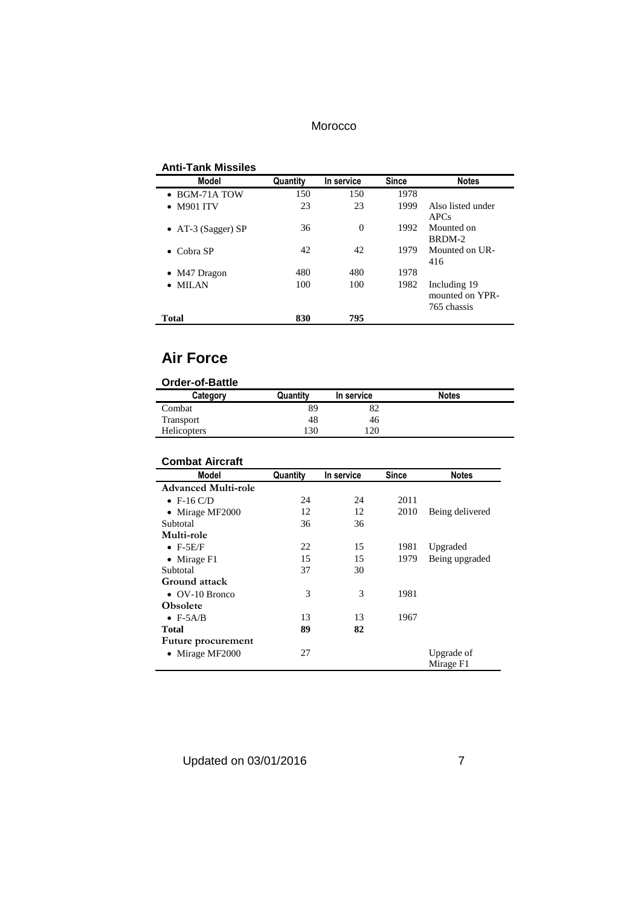### Anti-Tank Missiles

| Model | Quantity | In service | Since | Notes |
|---|---|---|---|---|
| • BGM-71A TOW | 150 | 150 | 1978 | |
| • M901 ITV | 23 | 23 | 1999 | Also listed under APCs |
| • AT-3 (Sagger) SP | 36 | 0 | 1992 | Mounted on BRDM-2 |
| • Cobra SP | 42 | 42 | 1979 | Mounted on UR-416 |
| • M47 Dragon | 480 | 480 | 1978 | |
| • MILAN | 100 | 100 | 1982 | Including 19 mounted on YPR-765 chassis |
| **Total** | **830** | **795** | | |

## Air Force

### Order-of-Battle

| Category | Quantity | In service | Notes |
|---|---|---|---|
| Combat | 89 | 82 | |
| Transport | 48 | 46 | |
| Helicopters | 130 | 120 | |

### Combat Aircraft

| Model | Quantity | In service | Since | Notes |
|---|---|---|---|---|
| **Advanced Multi-role** | | | | |
| • F-16 C/D | 24 | 24 | 2011 | |
| • Mirage MF2000 | 12 | 12 | 2010 | Being delivered |
| Subtotal | 36 | 36 | | |
| **Multi-role** | | | | |
| • F-5E/F | 22 | 15 | 1981 | Upgraded |
| • Mirage F1 | 15 | 15 | 1979 | Being upgraded |
| Subtotal | 37 | 30 | | |
| **Ground attack** | | | | |
| • OV-10 Bronco | 3 | 3 | 1981 | |
| **Obsolete** | | | | |
| • F-5A/B | 13 | 13 | 1967 | |
| **Total** | **89** | **82** | | |
| **Future procurement** | | | | |
| • Mirage MF2000 | 27 | | | Upgrade of Mirage F1 |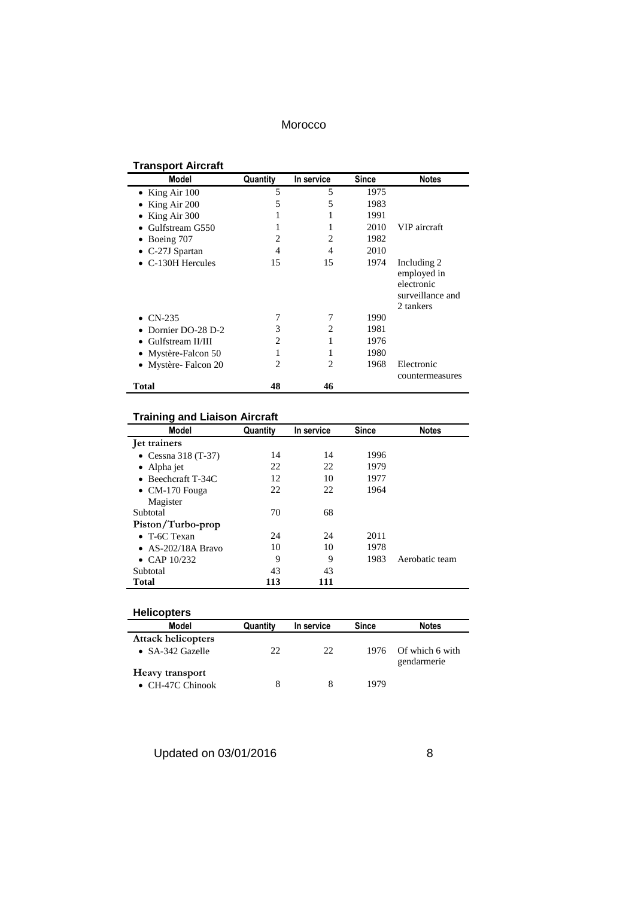### Transport Aircraft

| Model | Quantity | In service | Since | Notes |
|---|---|---|---|---|
| • King Air 100 | 5 | 5 | 1975 | |
| • King Air 200 | 5 | 5 | 1983 | |
| • King Air 300 | 1 | 1 | 1991 | |
| • Gulfstream G550 | 1 | 1 | 2010 | VIP aircraft |
| • Boeing 707 | 2 | 2 | 1982 | |
| • C-27J Spartan | 4 | 4 | 2010 | |
| • C-130H Hercules | 15 | 15 | 1974 | Including 2 employed in electronic surveillance and 2 tankers |
| • CN-235 | 7 | 7 | 1990 | |
| • Dornier DO-28 D-2 | 3 | 2 | 1981 | |
| • Gulfstream II/III | 2 | 1 | 1976 | |
| • Mystère-Falcon 50 | 1 | 1 | 1980 | |
| • Mystère- Falcon 20 | 2 | 2 | 1968 | Electronic countermeasures |
| **Total** | **48** | **46** | | |

### Training and Liaison Aircraft

| Model | Quantity | In service | Since | Notes |
|---|---|---|---|---|
| **Jet trainers** | | | | |
| • Cessna 318 (T-37) | 14 | 14 | 1996 | |
| • Alpha jet | 22 | 22 | 1979 | |
| • Beechcraft T-34C | 12 | 10 | 1977 | |
| • CM-170 Fouga Magister | 22 | 22 | 1964 | |
| Subtotal | 70 | 68 | | |
| **Piston/Turbo-prop** | | | | |
| • T-6C Texan | 24 | 24 | 2011 | |
| • AS-202/18A Bravo | 10 | 10 | 1978 | |
| • CAP 10/232 | 9 | 9 | 1983 | Aerobatic team |
| Subtotal | 43 | 43 | | |
| **Total** | **113** | **111** | | |

### Helicopters

| Model | Quantity | In service | Since | Notes |
|---|---|---|---|---|
| **Attack helicopters** | | | | |
| • SA-342 Gazelle | 22 | 22 | 1976 | Of which 6 with gendarmerie |
| **Heavy transport** | | | | |
| • CH-47C Chinook | 8 | 8 | 1979 | |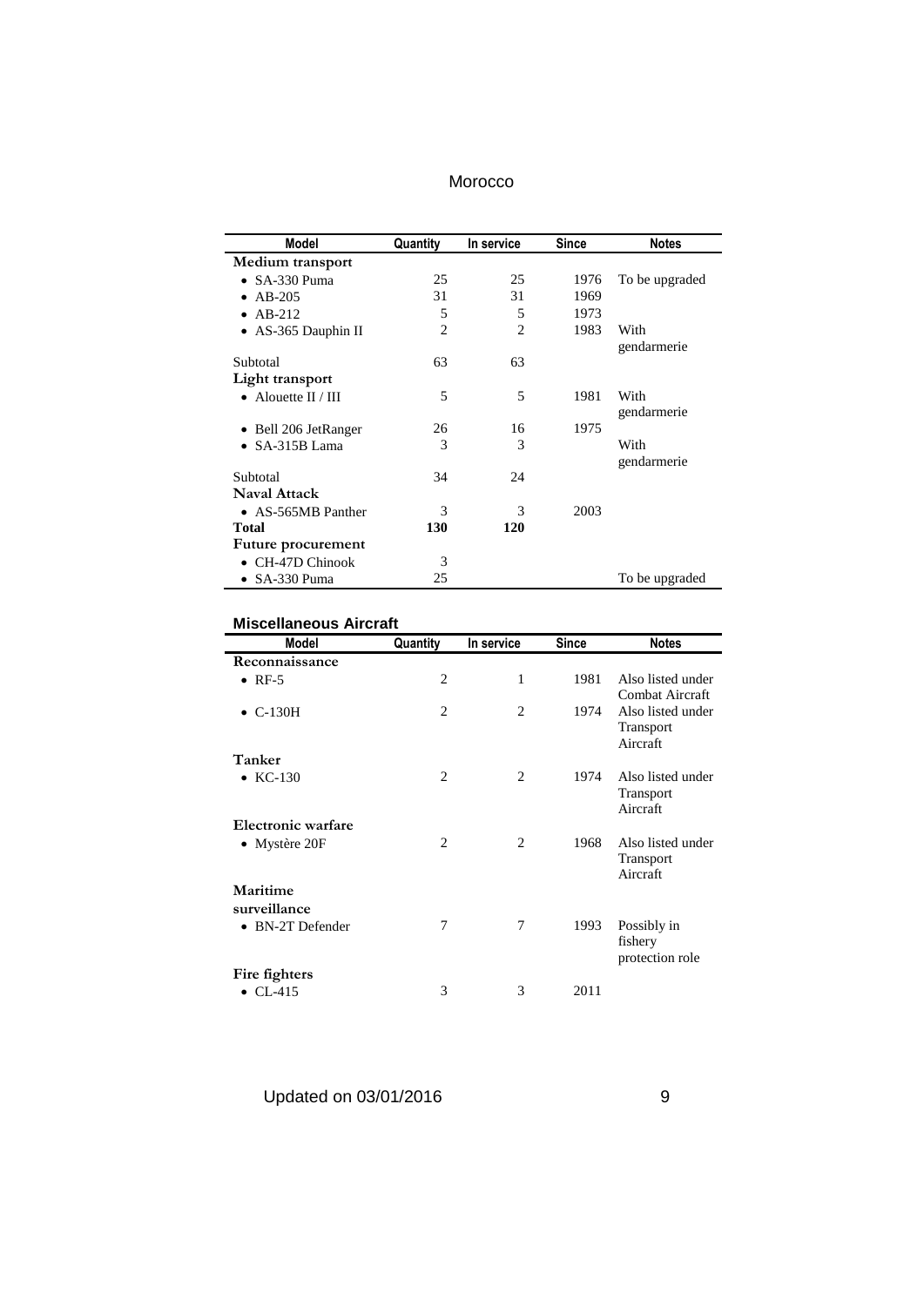| Model | Quantity | In service | Since | Notes |
|---|---|---|---|---|
| **Medium transport** | | | | |
| • SA-330 Puma | 25 | 25 | 1976 | To be upgraded |
| • AB-205 | 31 | 31 | 1969 | |
| • AB-212 | 5 | 5 | 1973 | |
| • AS-365 Dauphin II | 2 | 2 | 1983 | With gendarmerie |
| Subtotal | 63 | 63 | | |
| **Light transport** | | | | |
| • Alouette II / III | 5 | 5 | 1981 | With gendarmerie |
| • Bell 206 JetRanger | 26 | 16 | 1975 | |
| • SA-315B Lama | 3 | 3 | | With gendarmerie |
| Subtotal | 34 | 24 | | |
| **Naval Attack** | | | | |
| • AS-565MB Panther | 3 | 3 | 2003 | |
| **Total** | **130** | **120** | | |
| **Future procurement** | | | | |
| • CH-47D Chinook | 3 | | | |
| • SA-330 Puma | 25 | | | To be upgraded |

### Miscellaneous Aircraft

| Model | Quantity | In service | Since | Notes |
|---|---|---|---|---|
| **Reconnaissance** | | | | |
| • RF-5 | 2 | 1 | 1981 | Also listed under Combat Aircraft |
| • C-130H | 2 | 2 | 1974 | Also listed under Transport Aircraft |
| **Tanker** | | | | |
| • KC-130 | 2 | 2 | 1974 | Also listed under Transport Aircraft |
| **Electronic warfare** | | | | |
| • Mystère 20F | 2 | 2 | 1968 | Also listed under Transport Aircraft |
| **Maritime surveillance** | | | | |
| • BN-2T Defender | 7 | 7 | 1993 | Possibly in fishery protection role |
| **Fire fighters** | | | | |
| • CL-415 | 3 | 3 | 2011 | |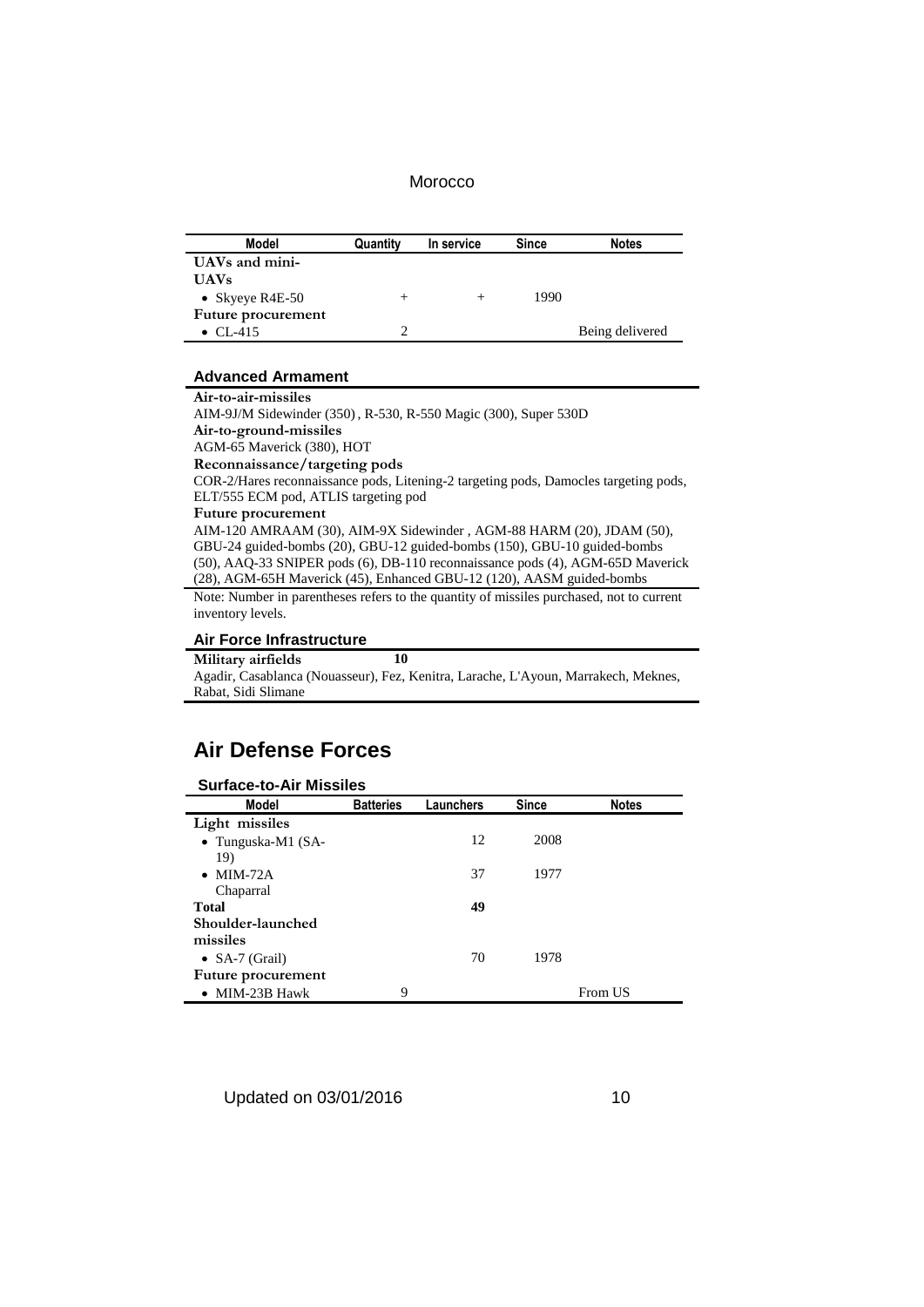| Model | Quantity | In service | Since | Notes |
|---|---|---|---|---|
| **UAVs and mini-UAVs** | | | | |
| • Skyeye R4E-50 | + | + | 1990 | |
| **Future procurement** | | | | |
| • CL-415 | 2 | | | Being delivered |

### Advanced Armament

**Air-to-air-missiles**
AIM-9J/M Sidewinder (350), R-530, R-550 Magic (300), Super 530D
**Air-to-ground-missiles**
AGM-65 Maverick (380), HOT
**Reconnaissance/targeting pods**
COR-2/Hares reconnaissance pods, Litening-2 targeting pods, Damocles targeting pods, ELT/555 ECM pod, ATLIS targeting pod
**Future procurement**
AIM-120 AMRAAM (30), AIM-9X Sidewinder , AGM-88 HARM (20), JDAM (50), GBU-24 guided-bombs (20), GBU-12 guided-bombs (150), GBU-10 guided-bombs (50), AAQ-33 SNIPER pods (6), DB-110 reconnaissance pods (4), AGM-65D Maverick (28), AGM-65H Maverick (45), Enhanced GBU-12 (120), AASM guided-bombs

Note: Number in parentheses refers to the quantity of missiles purchased, not to current inventory levels.

### Air Force Infrastructure

**Military airfields** **10**
Agadir, Casablanca (Nouasseur), Fez, Kenitra, Larache, L'Ayoun, Marrakech, Meknes, Rabat, Sidi Slimane

## Air Defense Forces

### Surface-to-Air Missiles

| Model | Batteries | Launchers | Since | Notes |
|---|---|---|---|---|
| **Light missiles** | | | | |
| • Tunguska-M1 (SA-19) | | 12 | 2008 | |
| • MIM-72A Chaparral | | 37 | 1977 | |
| **Total** | | **49** | | |
| **Shoulder-launched missiles** | | | | |
| • SA-7 (Grail) | | 70 | 1978 | |
| **Future procurement** | | | | |
| • MIM-23B Hawk | 9 | | | From US |

Updated on 03/01/2016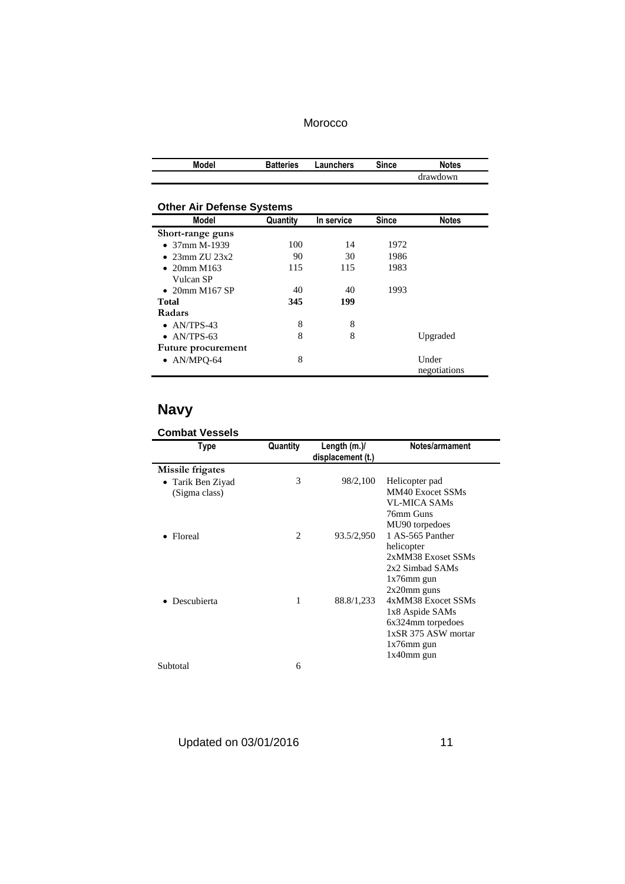| Model | Batteries | Launchers | Since | Notes |
|---|---|---|---|---|
| | | | | drawdown |

### Other Air Defense Systems

| Model | Quantity | In service | Since | Notes |
|---|---|---|---|---|
| **Short-range guns** | | | | |
| • 37mm M-1939 | 100 | 14 | 1972 | |
| • 23mm ZU 23x2 | 90 | 30 | 1986 | |
| • 20mm M163 Vulcan SP | 115 | 115 | 1983 | |
| • 20mm M167 SP | 40 | 40 | 1993 | |
| **Total** | **345** | **199** | | |
| **Radars** | | | | |
| • AN/TPS-43 | 8 | 8 | | |
| • AN/TPS-63 | 8 | 8 | | Upgraded |
| **Future procurement** | | | | |
| • AN/MPQ-64 | 8 | | | Under negotiations |

## Navy

### Combat Vessels

| Type | Quantity | Length (m.)/ displacement (t.) | Notes/armament |
|---|---|---|---|
| **Missile frigates** | | | |
| • Tarik Ben Ziyad (Sigma class) | 3 | 98/2,100 | Helicopter pad<br>MM40 Exocet SSMs<br>VL-MICA SAMs<br>76mm Guns<br>MU90 torpedoes |
| • Floreal | 2 | 93.5/2,950 | 1 AS-565 Panther helicopter<br>2xMM38 Exoset SSMs<br>2x2 Simbad SAMs<br>1x76mm gun<br>2x20mm guns |
| • Descubierta | 1 | 88.8/1,233 | 4xMM38 Exocet SSMs<br>1x8 Aspide SAMs<br>6x324mm torpedoes<br>1xSR 375 ASW mortar<br>1x76mm gun<br>1x40mm gun |
| Subtotal | 6 | | |

Updated on 03/01/2016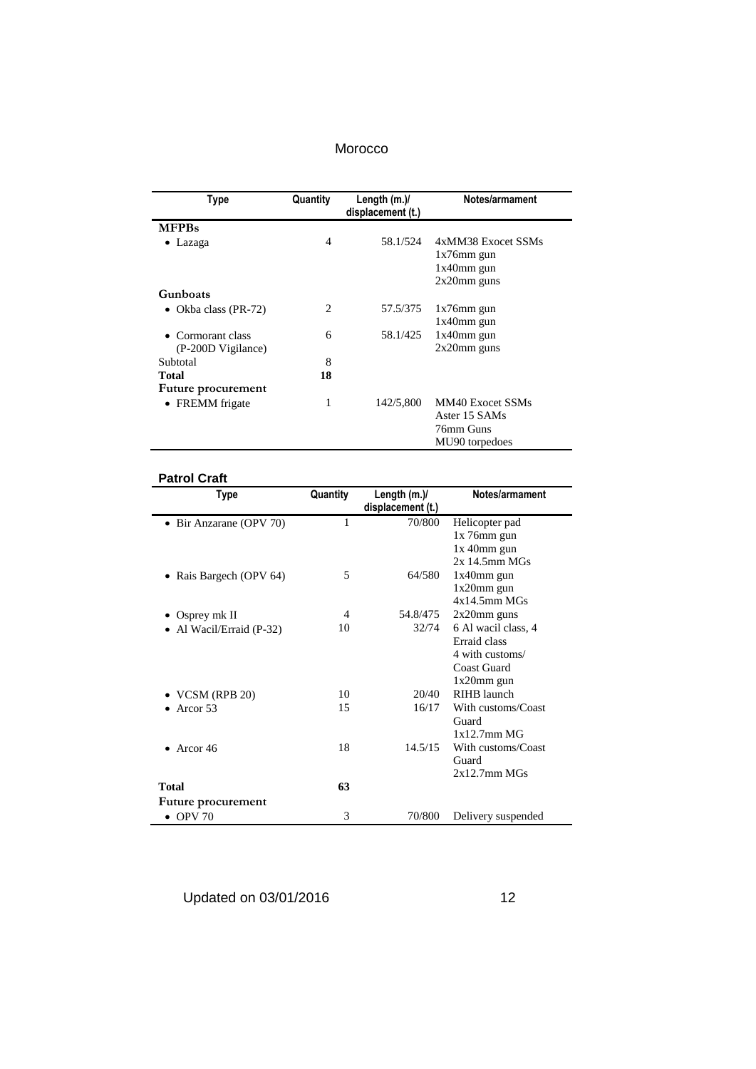| Type | Quantity | Length (m.)/ displacement (t.) | Notes/armament |
|---|---|---|---|
| **MFPBs** | | | |
| • Lazaga | 4 | 58.1/524 | 4xMM38 Exocet SSMs<br>1x76mm gun<br>1x40mm gun<br>2x20mm guns |
| **Gunboats** | | | |
| • Okba class (PR-72) | 2 | 57.5/375 | 1x76mm gun<br>1x40mm gun |
| • Cormorant class (P-200D Vigilance) | 6 | 58.1/425 | 1x40mm gun<br>2x20mm guns |
| Subtotal | 8 | | |
| **Total** | **18** | | |
| **Future procurement** | | | |
| • FREMM frigate | 1 | 142/5,800 | MM40 Exocet SSMs<br>Aster 15 SAMs<br>76mm Guns<br>MU90 torpedoes |

### Patrol Craft

| Type | Quantity | Length (m.)/ displacement (t.) | Notes/armament |
|---|---|---|---|
| • Bir Anzarane (OPV 70) | 1 | 70/800 | Helicopter pad<br>1x 76mm gun<br>1x 40mm gun<br>2x 14.5mm MGs |
| • Rais Bargech (OPV 64) | 5 | 64/580 | 1x40mm gun<br>1x20mm gun<br>4x14.5mm MGs |
| • Osprey mk II | 4 | 54.8/475 | 2x20mm guns |
| • Al Wacil/Erraid (P-32) | 10 | 32/74 | 6 Al wacil class, 4 Erraid class<br>4 with customs/ Coast Guard<br>1x20mm gun |
| • VCSM (RPB 20) | 10 | 20/40 | RIHB launch |
| • Arcor 53 | 15 | 16/17 | With customs/Coast Guard<br>1x12.7mm MG |
| • Arcor 46 | 18 | 14.5/15 | With customs/Coast Guard<br>2x12.7mm MGs |
| **Total** | **63** | | |
| **Future procurement** | | | |
| • OPV 70 | 3 | 70/800 | Delivery suspended |

Updated on 03/01/2016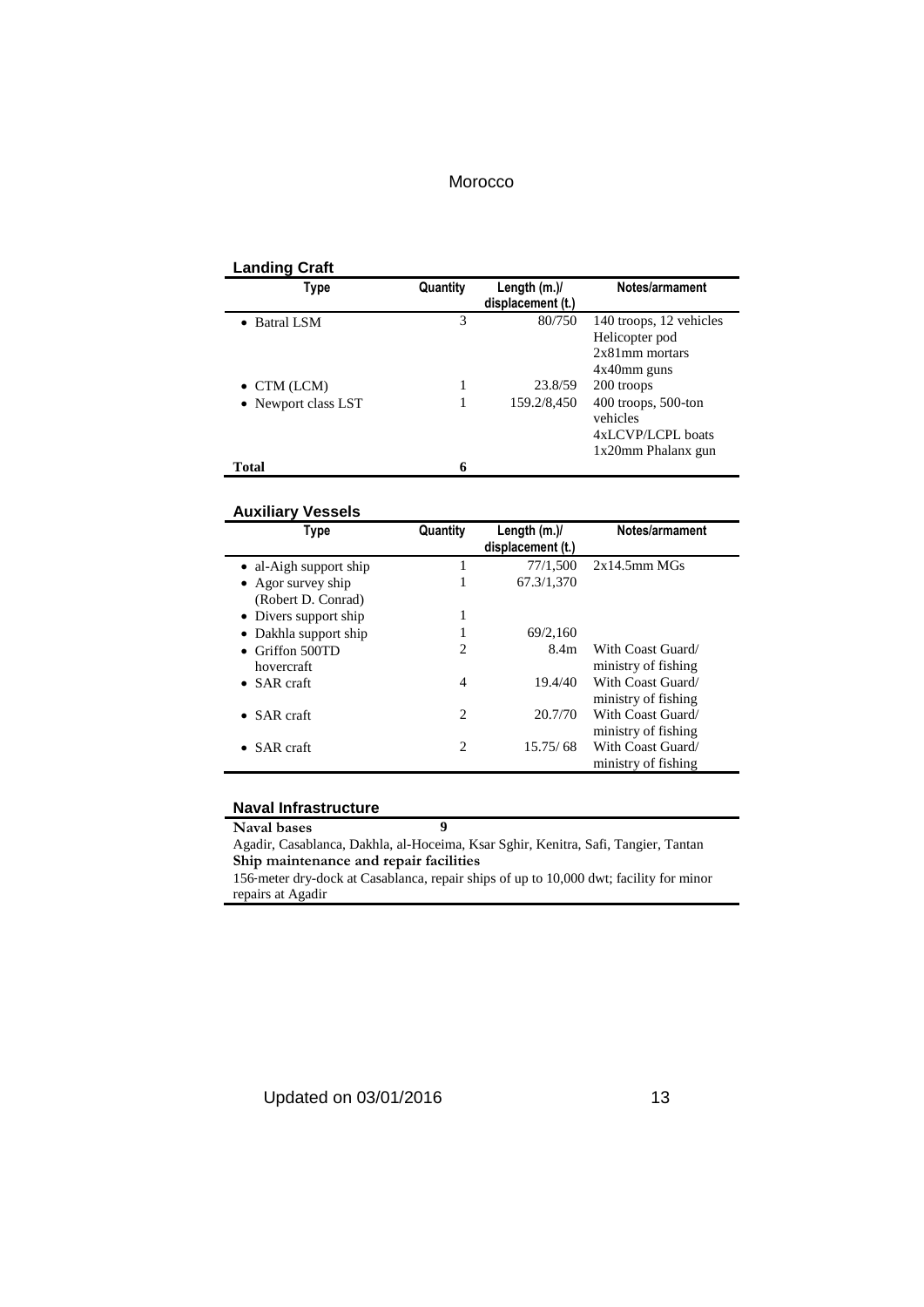## Landing Craft

| Type | Quantity | Length (m.)/ displacement (t.) | Notes/armament |
|---|---|---|---|
| • Batral LSM | 3 | 80/750 | 140 troops, 12 vehicles<br>Helicopter pod<br>2x81mm mortars<br>4x40mm guns |
| • CTM (LCM) | 1 | 23.8/59 | 200 troops |
| • Newport class LST | 1 | 159.2/8,450 | 400 troops, 500-ton vehicles<br>4xLCVP/LCPL boats<br>1x20mm Phalanx gun |
| **Total** | **6** | | |

## Auxiliary Vessels

| Type | Quantity | Length (m.)/ displacement (t.) | Notes/armament |
|---|---|---|---|
| • al-Aigh support ship | 1 | 77/1,500 | 2x14.5mm MGs |
| • Agor survey ship (Robert D. Conrad) | 1 | 67.3/1,370 | |
| • Divers support ship | 1 | | |
| • Dakhla support ship | 1 | 69/2,160 | |
| • Griffon 500TD hovercraft | 2 | 8.4m | With Coast Guard/ ministry of fishing |
| • SAR craft | 4 | 19.4/40 | With Coast Guard/ ministry of fishing |
| • SAR craft | 2 | 20.7/70 | With Coast Guard/ ministry of fishing |
| • SAR craft | 2 | 15.75/ 68 | With Coast Guard/ ministry of fishing |

## Naval Infrastructure

**Naval bases** **9**

Agadir, Casablanca, Dakhla, al-Hoceima, Ksar Sghir, Kenitra, Safi, Tangier, Tantan

**Ship maintenance and repair facilities**

156-meter dry-dock at Casablanca, repair ships of up to 10,000 dwt; facility for minor repairs at Agadir

Updated on 03/01/2016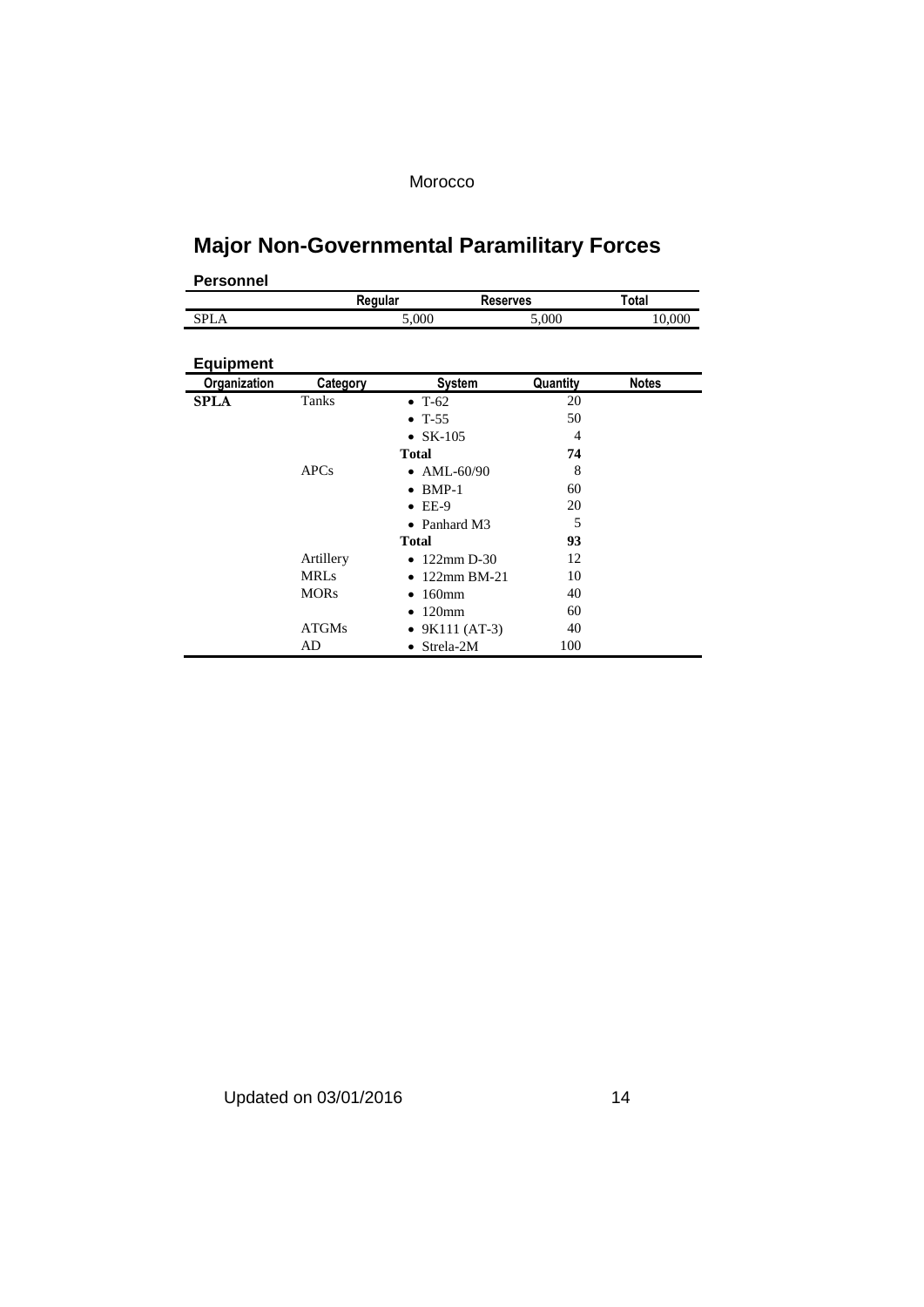# Major Non-Governmental Paramilitary Forces

### Personnel

| | Regular | Reserves | Total |
|---|---|---|---|
| SPLA | 5,000 | 5,000 | 10,000 |

### Equipment

| Organization | Category | System | Quantity | Notes |
|---|---|---|---|---|
| **SPLA** | Tanks | • T-62 | 20 | |
| | | • T-55 | 50 | |
| | | • SK-105 | 4 | |
| | | **Total** | **74** | |
| | APCs | • AML-60/90 | 8 | |
| | | • BMP-1 | 60 | |
| | | • EE-9 | 20 | |
| | | • Panhard M3 | 5 | |
| | | **Total** | **93** | |
| | Artillery | • 122mm D-30 | 12 | |
| | MRLs | • 122mm BM-21 | 10 | |
| | MORs | • 160mm | 40 | |
| | | • 120mm | 60 | |
| | ATGMs | • 9K111 (AT-3) | 40 | |
| | AD | • Strela-2M | 100 | |